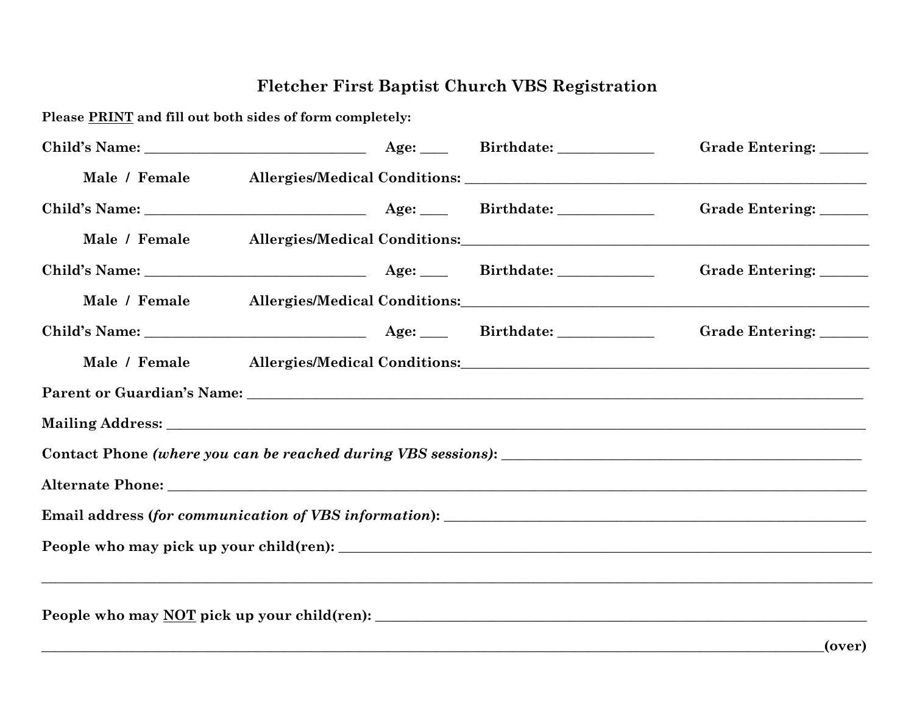# Fletcher First Baptist Church VBS Registration

**Please <u>PRINT</u> and fill out both sides of form completely:**

**Child's Name:** ______________________________ **Age:** ____ **Birthdate:** ____________ **Grade Entering:** ______

**Male / Female** **Allergies/Medical Conditions:** ____________________________________________________

**Child's Name:** ______________________________ **Age:** ____ **Birthdate:** ____________ **Grade Entering:** ______

**Male / Female** **Allergies/Medical Conditions:** ____________________________________________________

**Child's Name:** ______________________________ **Age:** ____ **Birthdate:** ____________ **Grade Entering:** ______

**Male / Female** **Allergies/Medical Conditions:** ____________________________________________________

**Child's Name:** ______________________________ **Age:** ____ **Birthdate:** ____________ **Grade Entering:** ______

**Male / Female** **Allergies/Medical Conditions:** ____________________________________________________

**Parent or Guardian's Name:** ____________________________________________________________________________

**Mailing Address:** ____________________________________________________________________________________

**Contact Phone *(where you can be reached during VBS sessions)*:** ______________________________________________

**Alternate Phone:** ____________________________________________________________________________________

**Email address (*for communication of VBS information*):** _____________________________________________________

**People who may pick up your child(ren):** ______________________________________________________________

______________________________________________________________________________________________________

**People who may <u>NOT</u> pick up your child(ren):** __________________________________________________________

______________________________________________________________________________________________**(over)**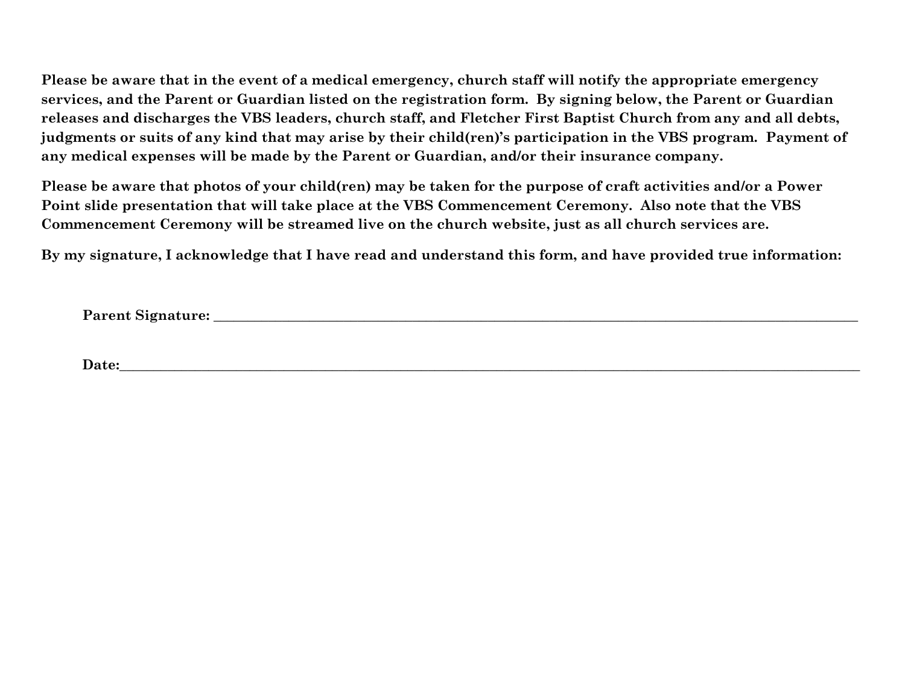**Please be aware that in the event of a medical emergency, church staff will notify the appropriate emergency services, and the Parent or Guardian listed on the registration form. By signing below, the Parent or Guardian releases and discharges the VBS leaders, church staff, and Fletcher First Baptist Church from any and all debts, judgments or suits of any kind that may arise by their child(ren)'s participation in the VBS program. Payment of any medical expenses will be made by the Parent or Guardian, and/or their insurance company.**

**Please be aware that photos of your child(ren) may be taken for the purpose of craft activities and/or a Power Point slide presentation that will take place at the VBS Commencement Ceremony. Also note that the VBS Commencement Ceremony will be streamed live on the church website, just as all church services are.**

**By my signature, I acknowledge that I have read and understand this form, and have provided true information:**

**Parent Signature:** ______________________________________________

**Date:**______________________________________________